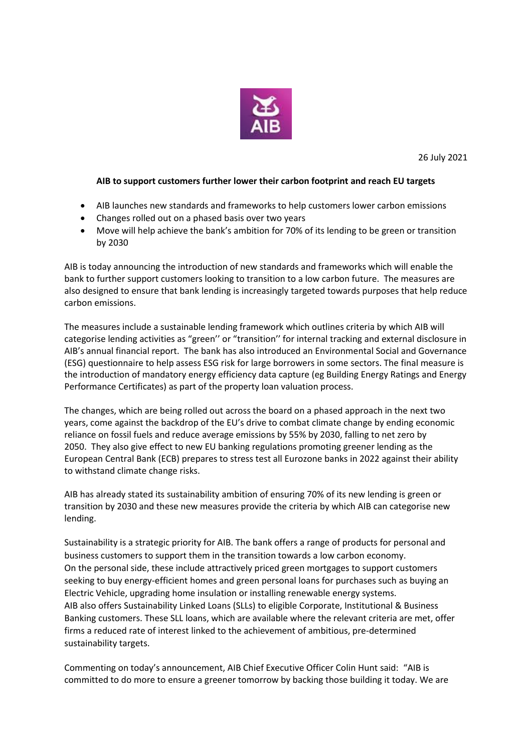26 July 2021

**AIB to support customers further lower their carbon footprint and reach EU targets**

- AIB launches new standards and frameworks to help customers lower carbon emissions
- Changes rolled out on a phased basis over two years
- Move will help achieve the bank's ambition for 70% of its lending to be green or transition by 2030

AIB is today announcing the introduction of new standards and frameworks which will enable the bank to further support customers looking to transition to a low carbon future. The measures are also designed to ensure that bank lending is increasingly targeted towards purposes that help reduce carbon emissions.

The measures include a sustainable lending framework which outlines criteria by which AIB will categorise lending activities as "green'' or "transition'' for internal tracking and external disclosure in AIB's annual financial report. The bank has also introduced an Environmental Social and Governance (ESG) questionnaire to help assess ESG risk for large borrowers in some sectors. The final measure is the introduction of mandatory energy efficiency data capture (eg Building Energy Ratings and Energy Performance Certificates) as part of the property loan valuation process.

The changes, which are being rolled out across the board on a phased approach in the next two years, come against the backdrop of the EU's drive to combat climate change by ending economic reliance on fossil fuels and reduce average emissions by 55% by 2030, falling to net zero by 2050. They also give effect to new EU banking regulations promoting greener lending as the European Central Bank (ECB) prepares to stress test all Eurozone banks in 2022 against their ability to withstand climate change risks.

AIB has already stated its sustainability ambition of ensuring 70% of its new lending is green or transition by 2030 and these new measures provide the criteria by which AIB can categorise new lending.

Sustainability is a strategic priority for AIB. The bank offers a range of products for personal and business customers to support them in the transition towards a low carbon economy.
On the personal side, these include attractively priced green mortgages to support customers seeking to buy energy-efficient homes and green personal loans for purchases such as buying an Electric Vehicle, upgrading home insulation or installing renewable energy systems.
AIB also offers Sustainability Linked Loans (SLLs) to eligible Corporate, Institutional & Business Banking customers. These SLL loans, which are available where the relevant criteria are met, offer firms a reduced rate of interest linked to the achievement of ambitious, pre-determined sustainability targets.

Commenting on today's announcement, AIB Chief Executive Officer Colin Hunt said: "AIB is committed to do more to ensure a greener tomorrow by backing those building it today. We are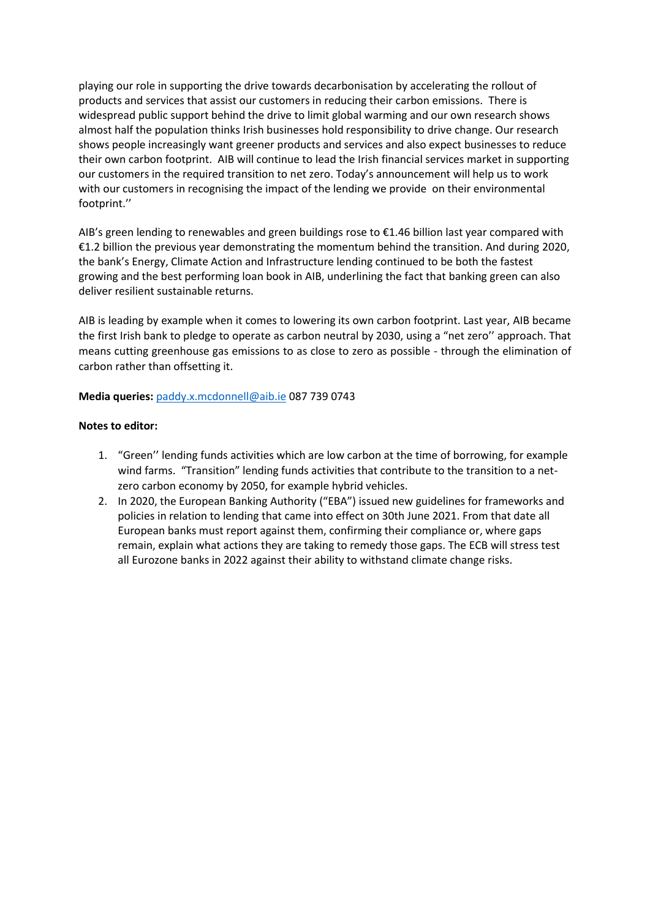playing our role in supporting the drive towards decarbonisation by accelerating the rollout of products and services that assist our customers in reducing their carbon emissions. There is widespread public support behind the drive to limit global warming and our own research shows almost half the population thinks Irish businesses hold responsibility to drive change. Our research shows people increasingly want greener products and services and also expect businesses to reduce their own carbon footprint. AIB will continue to lead the Irish financial services market in supporting our customers in the required transition to net zero. Today's announcement will help us to work with our customers in recognising the impact of the lending we provide on their environmental footprint.''

AIB's green lending to renewables and green buildings rose to €1.46 billion last year compared with €1.2 billion the previous year demonstrating the momentum behind the transition. And during 2020, the bank's Energy, Climate Action and Infrastructure lending continued to be both the fastest growing and the best performing loan book in AIB, underlining the fact that banking green can also deliver resilient sustainable returns.

AIB is leading by example when it comes to lowering its own carbon footprint. Last year, AIB became the first Irish bank to pledge to operate as carbon neutral by 2030, using a "net zero'' approach. That means cutting greenhouse gas emissions to as close to zero as possible - through the elimination of carbon rather than offsetting it.

**Media queries:** paddy.x.mcdonnell@aib.ie 087 739 0743

**Notes to editor:**

1. "Green'' lending funds activities which are low carbon at the time of borrowing, for example wind farms. "Transition" lending funds activities that contribute to the transition to a net-zero carbon economy by 2050, for example hybrid vehicles.
2. In 2020, the European Banking Authority ("EBA") issued new guidelines for frameworks and policies in relation to lending that came into effect on 30th June 2021. From that date all European banks must report against them, confirming their compliance or, where gaps remain, explain what actions they are taking to remedy those gaps. The ECB will stress test all Eurozone banks in 2022 against their ability to withstand climate change risks.